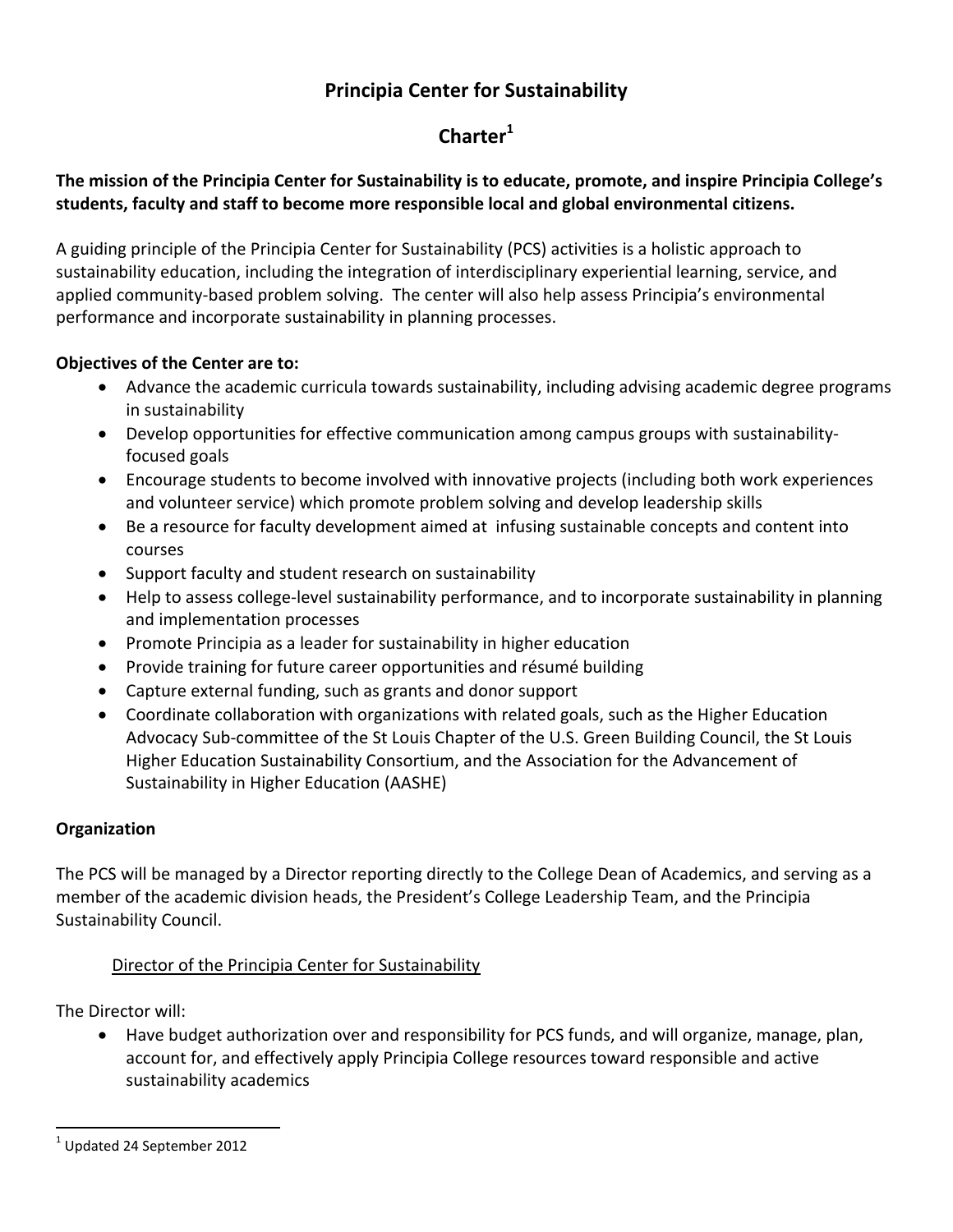# Principia Center for Sustainability

## Charter[1]

**The mission of the Principia Center for Sustainability is to educate, promote, and inspire Principia College's students, faculty and staff to become more responsible local and global environmental citizens.**

A guiding principle of the Principia Center for Sustainability (PCS) activities is a holistic approach to sustainability education, including the integration of interdisciplinary experiential learning, service, and applied community-based problem solving. The center will also help assess Principia's environmental performance and incorporate sustainability in planning processes.

**Objectives of the Center are to:**

- Advance the academic curricula towards sustainability, including advising academic degree programs in sustainability
- Develop opportunities for effective communication among campus groups with sustainability-focused goals
- Encourage students to become involved with innovative projects (including both work experiences and volunteer service) which promote problem solving and develop leadership skills
- Be a resource for faculty development aimed at infusing sustainable concepts and content into courses
- Support faculty and student research on sustainability
- Help to assess college-level sustainability performance, and to incorporate sustainability in planning and implementation processes
- Promote Principia as a leader for sustainability in higher education
- Provide training for future career opportunities and résumé building
- Capture external funding, such as grants and donor support
- Coordinate collaboration with organizations with related goals, such as the Higher Education Advocacy Sub-committee of the St Louis Chapter of the U.S. Green Building Council, the St Louis Higher Education Sustainability Consortium, and the Association for the Advancement of Sustainability in Higher Education (AASHE)

**Organization**

The PCS will be managed by a Director reporting directly to the College Dean of Academics, and serving as a member of the academic division heads, the President's College Leadership Team, and the Principia Sustainability Council.

Director of the Principia Center for Sustainability

The Director will:

- Have budget authorization over and responsibility for PCS funds, and will organize, manage, plan, account for, and effectively apply Principia College resources toward responsible and active sustainability academics

[1] Updated 24 September 2012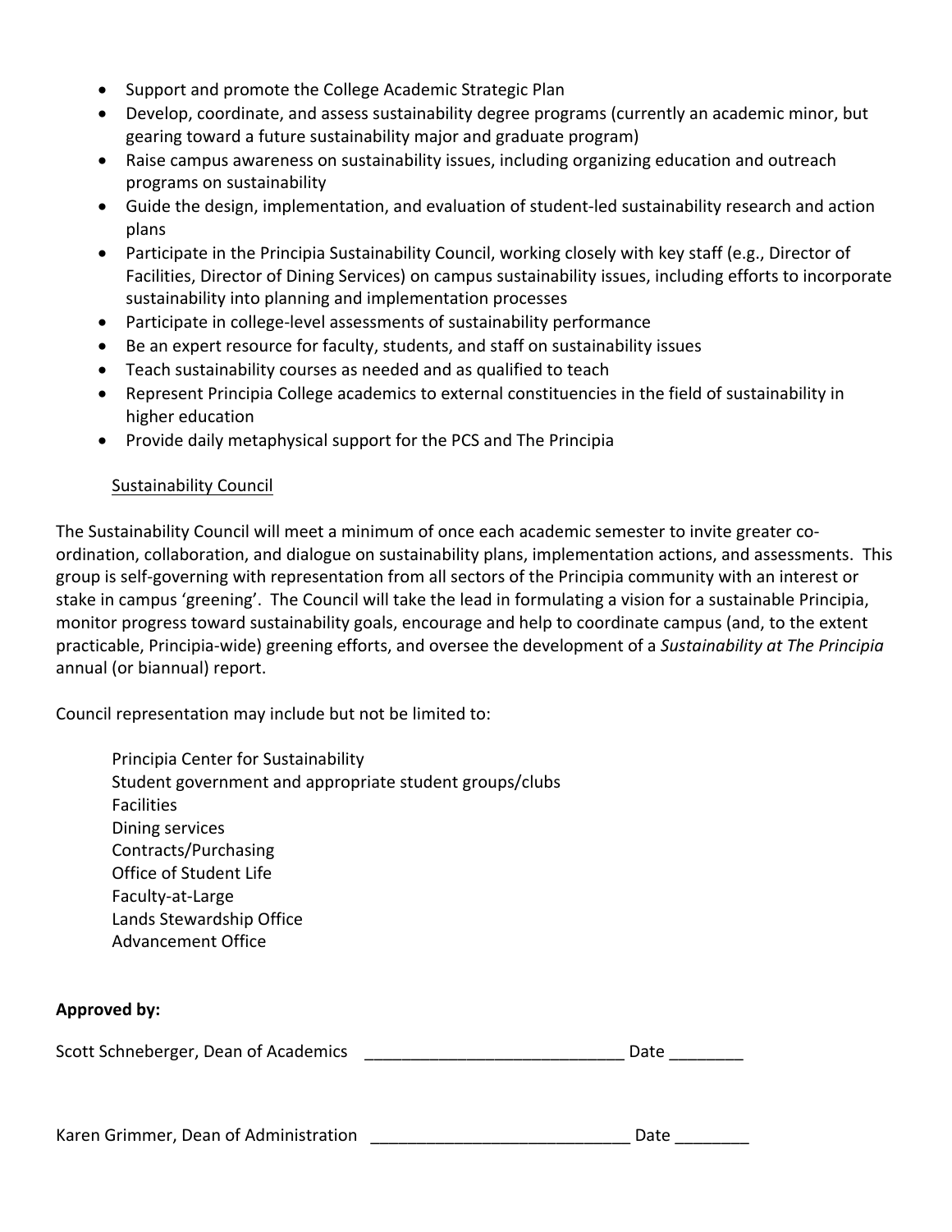- Support and promote the College Academic Strategic Plan
- Develop, coordinate, and assess sustainability degree programs (currently an academic minor, but gearing toward a future sustainability major and graduate program)
- Raise campus awareness on sustainability issues, including organizing education and outreach programs on sustainability
- Guide the design, implementation, and evaluation of student-led sustainability research and action plans
- Participate in the Principia Sustainability Council, working closely with key staff (e.g., Director of Facilities, Director of Dining Services) on campus sustainability issues, including efforts to incorporate sustainability into planning and implementation processes
- Participate in college-level assessments of sustainability performance
- Be an expert resource for faculty, students, and staff on sustainability issues
- Teach sustainability courses as needed and as qualified to teach
- Represent Principia College academics to external constituencies in the field of sustainability in higher education
- Provide daily metaphysical support for the PCS and The Principia

Sustainability Council

The Sustainability Council will meet a minimum of once each academic semester to invite greater co-ordination, collaboration, and dialogue on sustainability plans, implementation actions, and assessments. This group is self-governing with representation from all sectors of the Principia community with an interest or stake in campus 'greening'. The Council will take the lead in formulating a vision for a sustainable Principia, monitor progress toward sustainability goals, encourage and help to coordinate campus (and, to the extent practicable, Principia-wide) greening efforts, and oversee the development of a *Sustainability at The Principia* annual (or biannual) report.

Council representation may include but not be limited to:

Principia Center for Sustainability
Student government and appropriate student groups/clubs
Facilities
Dining services
Contracts/Purchasing
Office of Student Life
Faculty-at-Large
Lands Stewardship Office
Advancement Office

**Approved by:**

Scott Schneberger, Dean of Academics ____________________________ Date ________

Karen Grimmer, Dean of Administration ____________________________ Date ________